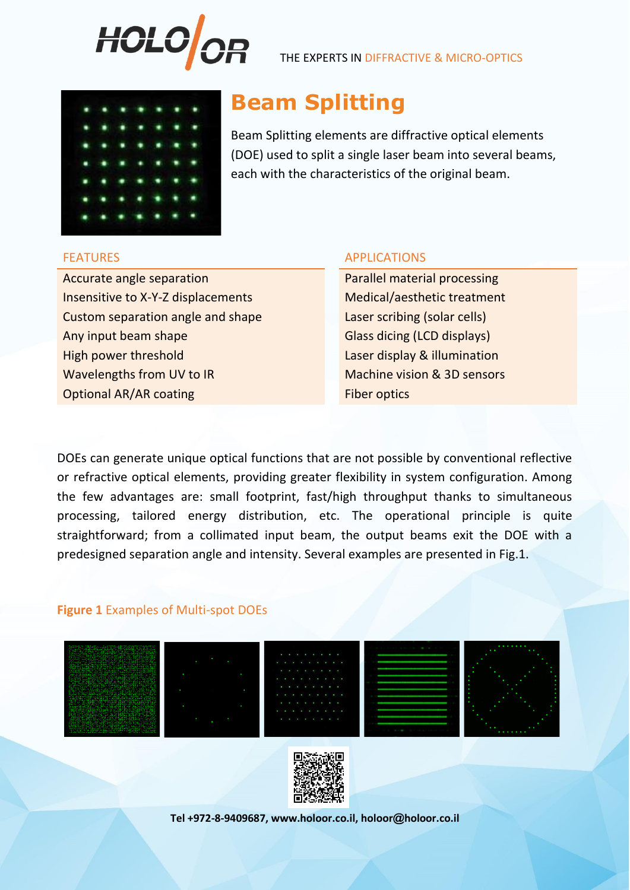THE EXPERTS IN DIFFRACTIVE & MICRO-OPTICS

# Beam Splitting

Beam Splitting elements are diffractive optical elements (DOE) used to split a single laser beam into several beams, each with the characteristics of the original beam.

| FEATURES | APPLICATIONS |
| --- | --- |
| Accurate angle separation | Parallel material processing |
| Insensitive to X-Y-Z displacements | Medical/aesthetic treatment |
| Custom separation angle and shape | Laser scribing (solar cells) |
| Any input beam shape | Glass dicing (LCD displays) |
| High power threshold | Laser display & illumination |
| Wavelengths from UV to IR | Machine vision & 3D sensors |
| Optional AR/AR coating | Fiber optics |

DOEs can generate unique optical functions that are not possible by conventional reflective or refractive optical elements, providing greater flexibility in system configuration. Among the few advantages are: small footprint, fast/high throughput thanks to simultaneous processing, tailored energy distribution, etc. The operational principle is quite straightforward; from a collimated input beam, the output beams exit the DOE with a predesigned separation angle and intensity. Several examples are presented in Fig.1.

**Figure 1** Examples of Multi-spot DOEs

**Tel +972-8-9409687, www.holoor.co.il, holoor@holoor.co.il**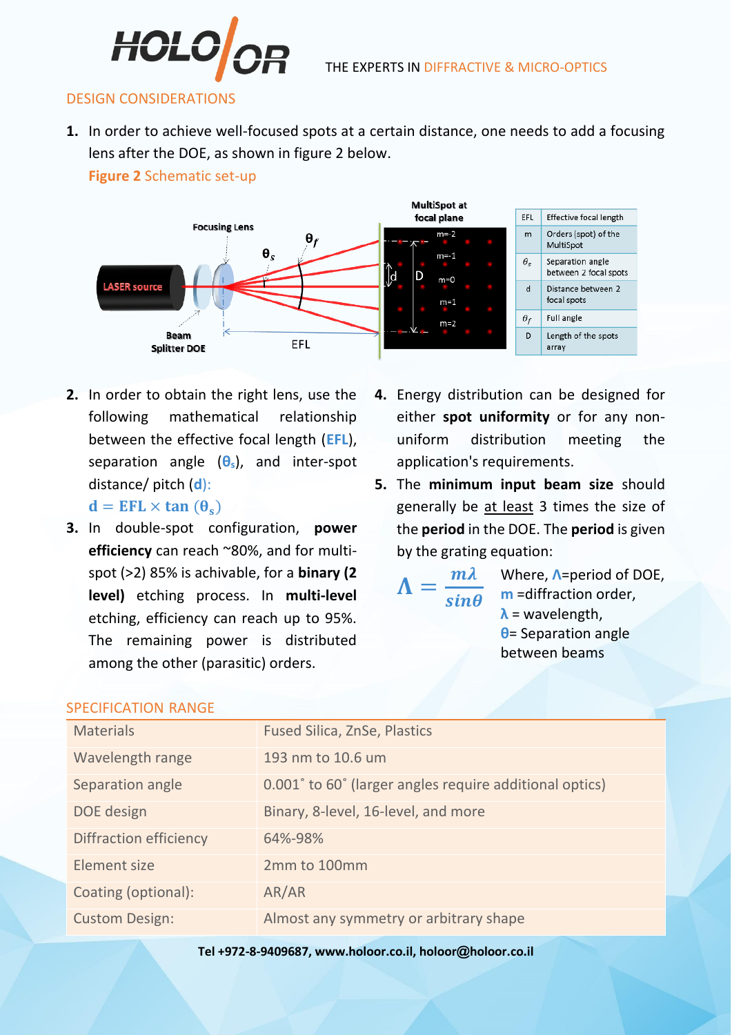## DESIGN CONSIDERATIONS

1. In order to achieve well-focused spots at a certain distance, one needs to add a focusing lens after the DOE, as shown in figure 2 below.

**Figure 2** Schematic set-up

| EFL | Effective focal length |
|---|---|
| m | Orders (spot) of the MultiSpot |
| $\theta_s$ | Separation angle between 2 focal spots |
| d | Distance between 2 focal spots |
| $\theta_f$ | Full angle |
| D | Length of the spots array |

2. In order to obtain the right lens, use the following mathematical relationship between the effective focal length (**EFL**), separation angle ($\theta_s$), and inter-spot distance/ pitch (**d**):

$$d = EFL \times \tan(\theta_s)$$

3. In double-spot configuration, **power efficiency** can reach ~80%, and for multi-spot (>2) 85% is achievable, for a **binary (2 level)** etching process. In **multi-level** etching, efficiency can reach up to 95%. The remaining power is distributed among the other (parasitic) orders.

4. Energy distribution can be designed for either **spot uniformity** or for any non-uniform distribution meeting the application's requirements.

5. The **minimum input beam size** should generally be at least 3 times the size of the **period** in the DOE. The **period** is given by the grating equation:

$$\Lambda = \frac{m\lambda}{\sin\theta}$$

Where, $\Lambda$=period of DOE, $m$ =diffraction order, $\lambda$ = wavelength, $\theta$= Separation angle between beams

## SPECIFICATION RANGE

| | |
|---|---|
| Materials | Fused Silica, ZnSe, Plastics |
| Wavelength range | 193 nm to 10.6 um |
| Separation angle | 0.001˚ to 60˚ (larger angles require additional optics) |
| DOE design | Binary, 8-level, 16-level, and more |
| Diffraction efficiency | 64%-98% |
| Element size | 2mm to 100mm |
| Coating (optional): | AR/AR |
| Custom Design: | Almost any symmetry or arbitrary shape |